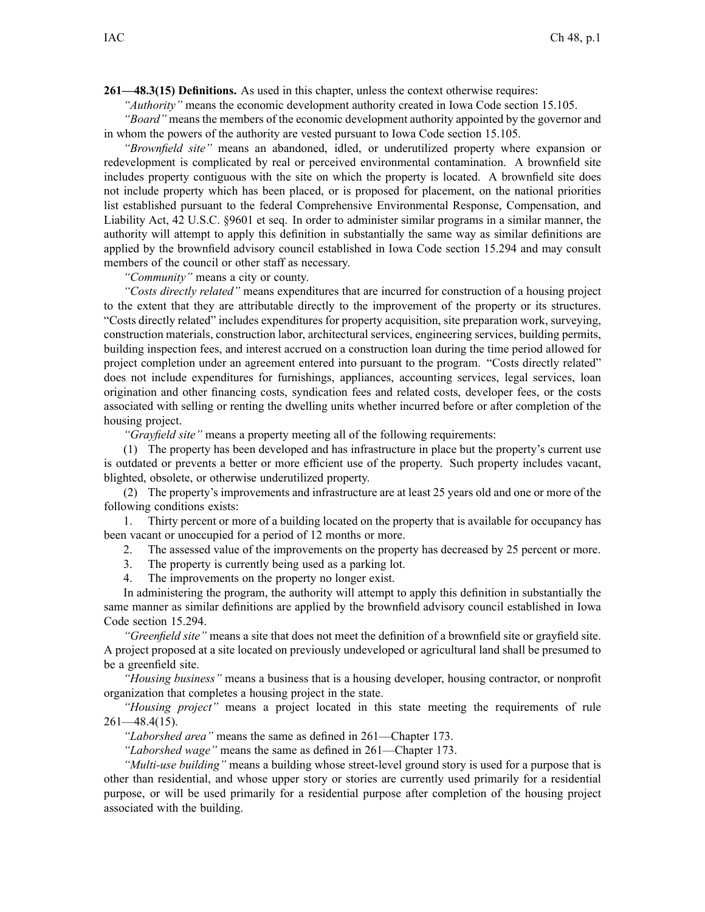**261—48.3(15) Definitions.** As used in this chapter, unless the context otherwise requires:

*"Authority"* means the economic development authority created in Iowa Code section 15.105.

*"Board"* means the members of the economic development authority appointed by the governor and in whom the powers of the authority are vested pursuant to Iowa Code section 15.105.

*"Brownfield site"* means an abandoned, idled, or underutilized property where expansion or redevelopment is complicated by real or perceived environmental contamination. A brownfield site includes property contiguous with the site on which the property is located. A brownfield site does not include property which has been placed, or is proposed for placement, on the national priorities list established pursuant to the federal Comprehensive Environmental Response, Compensation, and Liability Act, 42 U.S.C. §9601 et seq. In order to administer similar programs in a similar manner, the authority will attempt to apply this definition in substantially the same way as similar definitions are applied by the brownfield advisory council established in Iowa Code section 15.294 and may consult members of the council or other staff as necessary.

*"Community"* means a city or county.

*"Costs directly related"* means expenditures that are incurred for construction of a housing project to the extent that they are attributable directly to the improvement of the property or its structures. "Costs directly related" includes expenditures for property acquisition, site preparation work, surveying, construction materials, construction labor, architectural services, engineering services, building permits, building inspection fees, and interest accrued on a construction loan during the time period allowed for project completion under an agreement entered into pursuant to the program. "Costs directly related" does not include expenditures for furnishings, appliances, accounting services, legal services, loan origination and other financing costs, syndication fees and related costs, developer fees, or the costs associated with selling or renting the dwelling units whether incurred before or after completion of the housing project.

*"Grayfield site"* means a property meeting all of the following requirements:

(1) The property has been developed and has infrastructure in place but the property's current use is outdated or prevents a better or more efficient use of the property. Such property includes vacant, blighted, obsolete, or otherwise underutilized property.

(2) The property's improvements and infrastructure are at least 25 years old and one or more of the following conditions exists:

1. Thirty percent or more of a building located on the property that is available for occupancy has been vacant or unoccupied for a period of 12 months or more.
2. The assessed value of the improvements on the property has decreased by 25 percent or more.
3. The property is currently being used as a parking lot.
4. The improvements on the property no longer exist.

In administering the program, the authority will attempt to apply this definition in substantially the same manner as similar definitions are applied by the brownfield advisory council established in Iowa Code section 15.294.

*"Greenfield site"* means a site that does not meet the definition of a brownfield site or grayfield site. A project proposed at a site located on previously undeveloped or agricultural land shall be presumed to be a greenfield site.

*"Housing business"* means a business that is a housing developer, housing contractor, or nonprofit organization that completes a housing project in the state.

*"Housing project"* means a project located in this state meeting the requirements of rule 261—48.4(15).

*"Laborshed area"* means the same as defined in 261—Chapter 173.

*"Laborshed wage"* means the same as defined in 261—Chapter 173.

*"Multi-use building"* means a building whose street-level ground story is used for a purpose that is other than residential, and whose upper story or stories are currently used primarily for a residential purpose, or will be used primarily for a residential purpose after completion of the housing project associated with the building.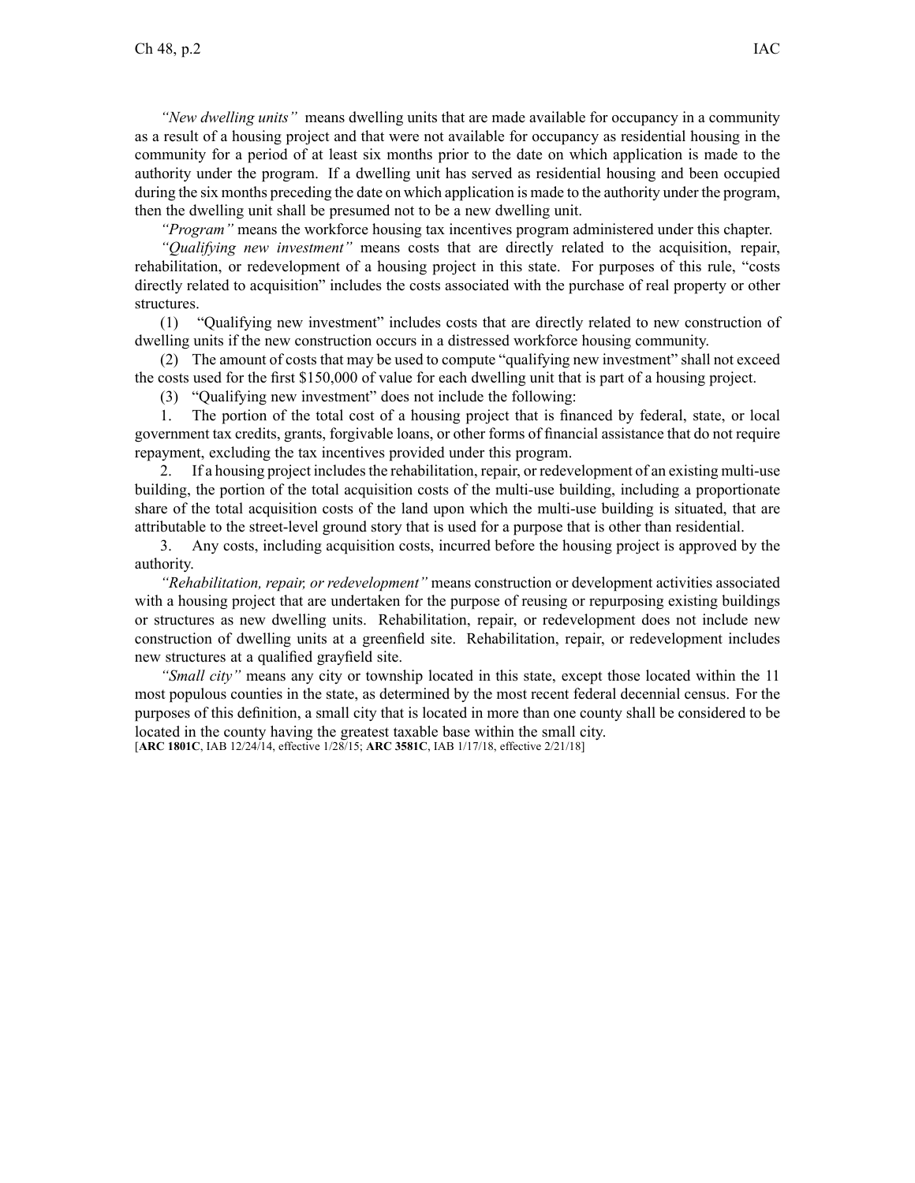*"New dwelling units"* means dwelling units that are made available for occupancy in a community as a result of a housing project and that were not available for occupancy as residential housing in the community for a period of at least six months prior to the date on which application is made to the authority under the program. If a dwelling unit has served as residential housing and been occupied during the six months preceding the date on which application is made to the authority under the program, then the dwelling unit shall be presumed not to be a new dwelling unit.

*"Program"* means the workforce housing tax incentives program administered under this chapter.

*"Qualifying new investment"* means costs that are directly related to the acquisition, repair, rehabilitation, or redevelopment of a housing project in this state. For purposes of this rule, "costs directly related to acquisition" includes the costs associated with the purchase of real property or other structures.

(1) "Qualifying new investment" includes costs that are directly related to new construction of dwelling units if the new construction occurs in a distressed workforce housing community.

(2) The amount of costs that may be used to compute "qualifying new investment" shall not exceed the costs used for the first $150,000 of value for each dwelling unit that is part of a housing project.

(3) "Qualifying new investment" does not include the following:

1. The portion of the total cost of a housing project that is financed by federal, state, or local government tax credits, grants, forgivable loans, or other forms of financial assistance that do not require repayment, excluding the tax incentives provided under this program.

2. If a housing project includes the rehabilitation, repair, or redevelopment of an existing multi-use building, the portion of the total acquisition costs of the multi-use building, including a proportionate share of the total acquisition costs of the land upon which the multi-use building is situated, that are attributable to the street-level ground story that is used for a purpose that is other than residential.

3. Any costs, including acquisition costs, incurred before the housing project is approved by the authority.

*"Rehabilitation, repair, or redevelopment"* means construction or development activities associated with a housing project that are undertaken for the purpose of reusing or repurposing existing buildings or structures as new dwelling units. Rehabilitation, repair, or redevelopment does not include new construction of dwelling units at a greenfield site. Rehabilitation, repair, or redevelopment includes new structures at a qualified grayfield site.

*"Small city"* means any city or township located in this state, except those located within the 11 most populous counties in the state, as determined by the most recent federal decennial census. For the purposes of this definition, a small city that is located in more than one county shall be considered to be located in the county having the greatest taxable base within the small city.

[**ARC 1801C**, IAB 12/24/14, effective 1/28/15; **ARC 3581C**, IAB 1/17/18, effective 2/21/18]